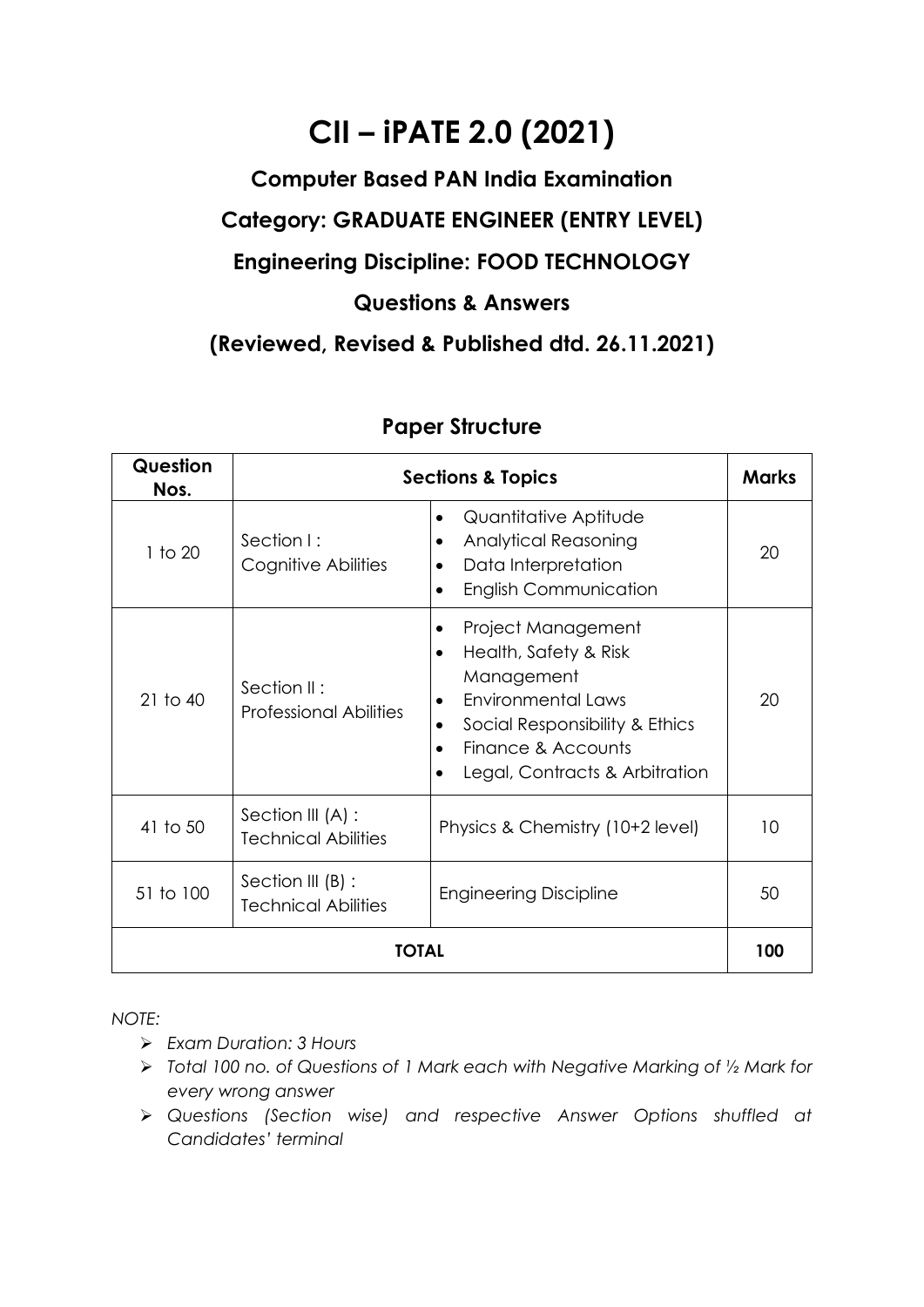# CII – iPATE 2.0 (2021)

## Computer Based PAN India Examination

## Category: GRADUATE ENGINEER (ENTRY LEVEL)

## Engineering Discipline: FOOD TECHNOLOGY

## Questions & Answers

## (Reviewed, Revised & Published dtd. 26.11.2021)

### Paper Structure

| Question Nos. | Sections & Topics | | Marks |
|---|---|---|---|
| 1 to 20 | Section I : Cognitive Abilities | • Quantitative Aptitude<br>• Analytical Reasoning<br>• Data Interpretation<br>• English Communication | 20 |
| 21 to 40 | Section II : Professional Abilities | • Project Management<br>• Health, Safety & Risk Management<br>• Environmental Laws<br>• Social Responsibility & Ethics<br>• Finance & Accounts<br>• Legal, Contracts & Arbitration | 20 |
| 41 to 50 | Section III (A) : Technical Abilities | Physics & Chemistry (10+2 level) | 10 |
| 51 to 100 | Section III (B) : Technical Abilities | Engineering Discipline | 50 |
| **TOTAL** | | | **100** |

*NOTE:*

- *Exam Duration: 3 Hours*
- *Total 100 no. of Questions of 1 Mark each with Negative Marking of ½ Mark for every wrong answer*
- *Questions (Section wise) and respective Answer Options shuffled at Candidates' terminal*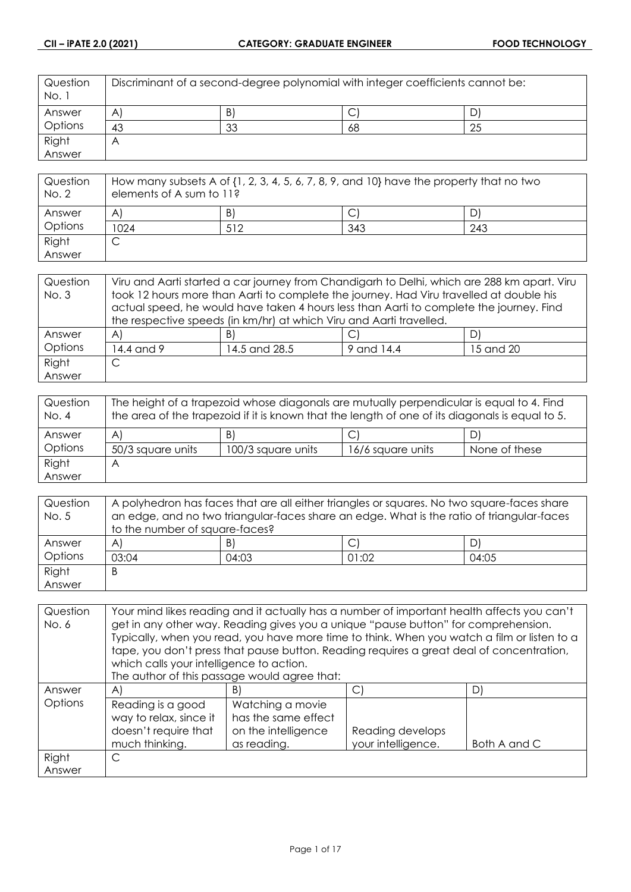| Question No. 1 | Discriminant of a second-degree polynomial with integer coefficients cannot be: | | |
|---|---|---|---|
| Answer Options | A) | B) | C) | D) |
| | 43 | 33 | 68 | 25 |
| Right Answer | A | | | |

| Question No. 2 | How many subsets A of {1, 2, 3, 4, 5, 6, 7, 8, 9, and 10} have the property that no two elements of A sum to 11? | | | |
|---|---|---|---|---|
| Answer Options | A) | B) | C) | D) |
| | 1024 | 512 | 343 | 243 |
| Right Answer | C | | | |

| Question No. 3 | Viru and Aarti started a car journey from Chandigarh to Delhi, which are 288 km apart. Viru took 12 hours more than Aarti to complete the journey. Had Viru travelled at double his actual speed, he would have taken 4 hours less than Aarti to complete the journey. Find the respective speeds (in km/hr) at which Viru and Aarti travelled. | | | |
|---|---|---|---|---|
| Answer Options | A) | B) | C) | D) |
| | 14.4 and 9 | 14.5 and 28.5 | 9 and 14.4 | 15 and 20 |
| Right Answer | C | | | |

| Question No. 4 | The height of a trapezoid whose diagonals are mutually perpendicular is equal to 4. Find the area of the trapezoid if it is known that the length of one of its diagonals is equal to 5. | | | |
|---|---|---|---|---|
| Answer Options | A) | B) | C) | D) |
| | 50/3 square units | 100/3 square units | 16/6 square units | None of these |
| Right Answer | A | | | |

| Question No. 5 | A polyhedron has faces that are all either triangles or squares. No two square-faces share an edge, and no two triangular-faces share an edge. What is the ratio of triangular-faces to the number of square-faces? | | | |
|---|---|---|---|---|
| Answer Options | A) | B) | C) | D) |
| | 03:04 | 04:03 | 01:02 | 04:05 |
| Right Answer | B | | | |

| Question No. 6 | Your mind likes reading and it actually has a number of important health affects you can't get in any other way. Reading gives you a unique "pause button" for comprehension. Typically, when you read, you have more time to think. When you watch a film or listen to a tape, you don't press that pause button. Reading requires a great deal of concentration, which calls your intelligence to action. The author of this passage would agree that: | | | |
|---|---|---|---|---|
| Answer Options | A) | B) | C) | D) |
| | Reading is a good way to relax, since it doesn't require that much thinking. | Watching a movie has the same effect on the intelligence as reading. | Reading develops your intelligence. | Both A and C |
| Right Answer | C | | | |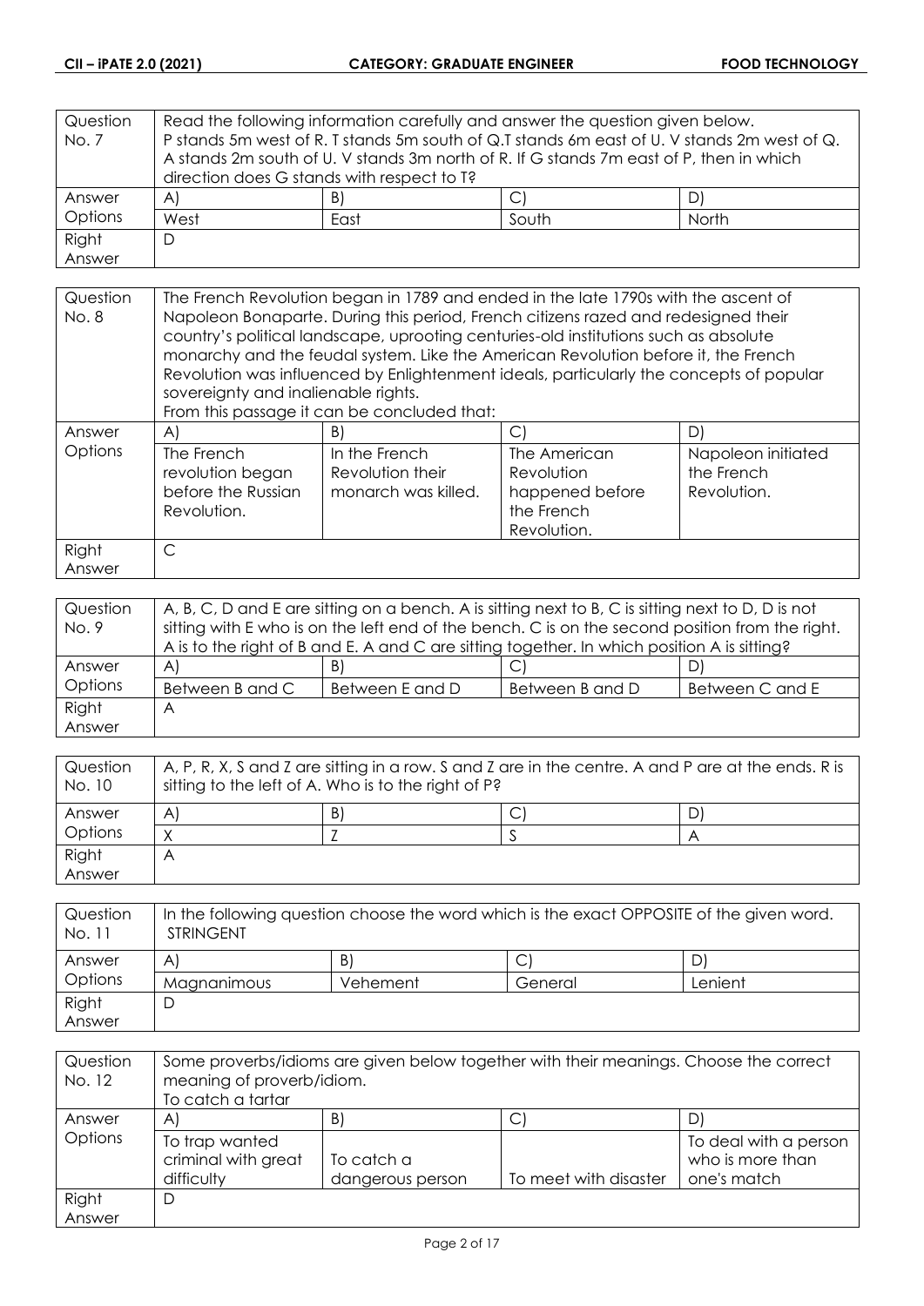| Question No. 7 | Read the following information carefully and answer the question given below. P stands 5m west of R. T stands 5m south of Q.T stands 6m east of U. V stands 2m west of Q. A stands 2m south of U. V stands 3m north of R. If G stands 7m east of P, then in which direction does G stands with respect to T? | | | |
|---|---|---|---|---|
| Answer Options | A) | B) | C) | D) |
| | West | East | South | North |
| Right Answer | D | | | |

| Question No. 8 | The French Revolution began in 1789 and ended in the late 1790s with the ascent of Napoleon Bonaparte. During this period, French citizens razed and redesigned their country's political landscape, uprooting centuries-old institutions such as absolute monarchy and the feudal system. Like the American Revolution before it, the French Revolution was influenced by Enlightenment ideals, particularly the concepts of popular sovereignty and inalienable rights. From this passage it can be concluded that: | | | |
|---|---|---|---|---|
| Answer Options | A) | B) | C) | D) |
| | The French revolution began before the Russian Revolution. | In the French Revolution their monarch was killed. | The American Revolution happened before the French Revolution. | Napoleon initiated the French Revolution. |
| Right Answer | C | | | |

| Question No. 9 | A, B, C, D and E are sitting on a bench. A is sitting next to B, C is sitting next to D, D is not sitting with E who is on the left end of the bench. C is on the second position from the right. A is to the right of B and E. A and C are sitting together. In which position A is sitting? | | | |
|---|---|---|---|---|
| Answer Options | A) | B) | C) | D) |
| | Between B and C | Between E and D | Between B and D | Between C and E |
| Right Answer | A | | | |

| Question No. 10 | A, P, R, X, S and Z are sitting in a row. S and Z are in the centre. A and P are at the ends. R is sitting to the left of A. Who is to the right of P? | | | |
|---|---|---|---|---|
| Answer Options | A) | B) | C) | D) |
| | X | Z | S | A |
| Right Answer | A | | | |

| Question No. 11 | In the following question choose the word which is the exact OPPOSITE of the given word. STRINGENT | | | |
|---|---|---|---|---|
| Answer Options | A) | B) | C) | D) |
| | Magnanimous | Vehement | General | Lenient |
| Right Answer | D | | | |

| Question No. 12 | Some proverbs/idioms are given below together with their meanings. Choose the correct meaning of proverb/idiom. To catch a tartar | | | |
|---|---|---|---|---|
| Answer Options | A) | B) | C) | D) |
| | To trap wanted criminal with great difficulty | To catch a dangerous person | To meet with disaster | To deal with a person who is more than one's match |
| Right Answer | D | | | |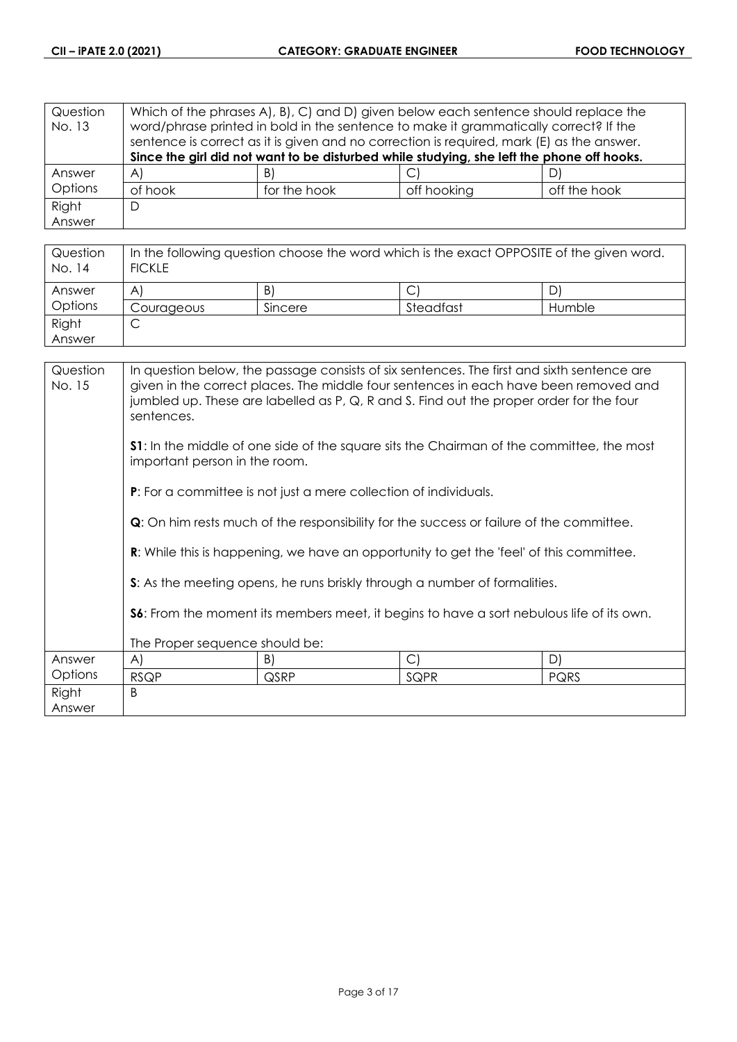| Question No. 13 | Which of the phrases A), B), C) and D) given below each sentence should replace the word/phrase printed in bold in the sentence to make it grammatically correct? If the sentence is correct as it is given and no correction is required, mark (E) as the answer. **Since the girl did not want to be disturbed while studying, she left the phone off hooks.** | | | |
|---|---|---|---|---|
| Answer Options | A) | B) | C) | D) |
| | of hook | for the hook | off hooking | off the hook |
| Right Answer | D | | | |

| Question No. 14 | In the following question choose the word which is the exact OPPOSITE of the given word. FICKLE | | | |
|---|---|---|---|---|
| Answer Options | A) | B) | C) | D) |
| | Courageous | Sincere | Steadfast | Humble |
| Right Answer | C | | | |

| Question No. 15 | In question below, the passage consists of six sentences. The first and sixth sentence are given in the correct places. The middle four sentences in each have been removed and jumbled up. These are labelled as P, Q, R and S. Find out the proper order for the four sentences.<br><br>**S1**: In the middle of one side of the square sits the Chairman of the committee, the most important person in the room.<br><br>**P**: For a committee is not just a mere collection of individuals.<br><br>**Q**: On him rests much of the responsibility for the success or failure of the committee.<br><br>**R**: While this is happening, we have an opportunity to get the 'feel' of this committee.<br><br>**S**: As the meeting opens, he runs briskly through a number of formalities.<br><br>**S6**: From the moment its members meet, it begins to have a sort nebulous life of its own.<br><br>The Proper sequence should be: | | | |
|---|---|---|---|---|
| Answer Options | A) | B) | C) | D) |
| | RSQP | QSRP | SQPR | PQRS |
| Right Answer | B | | | |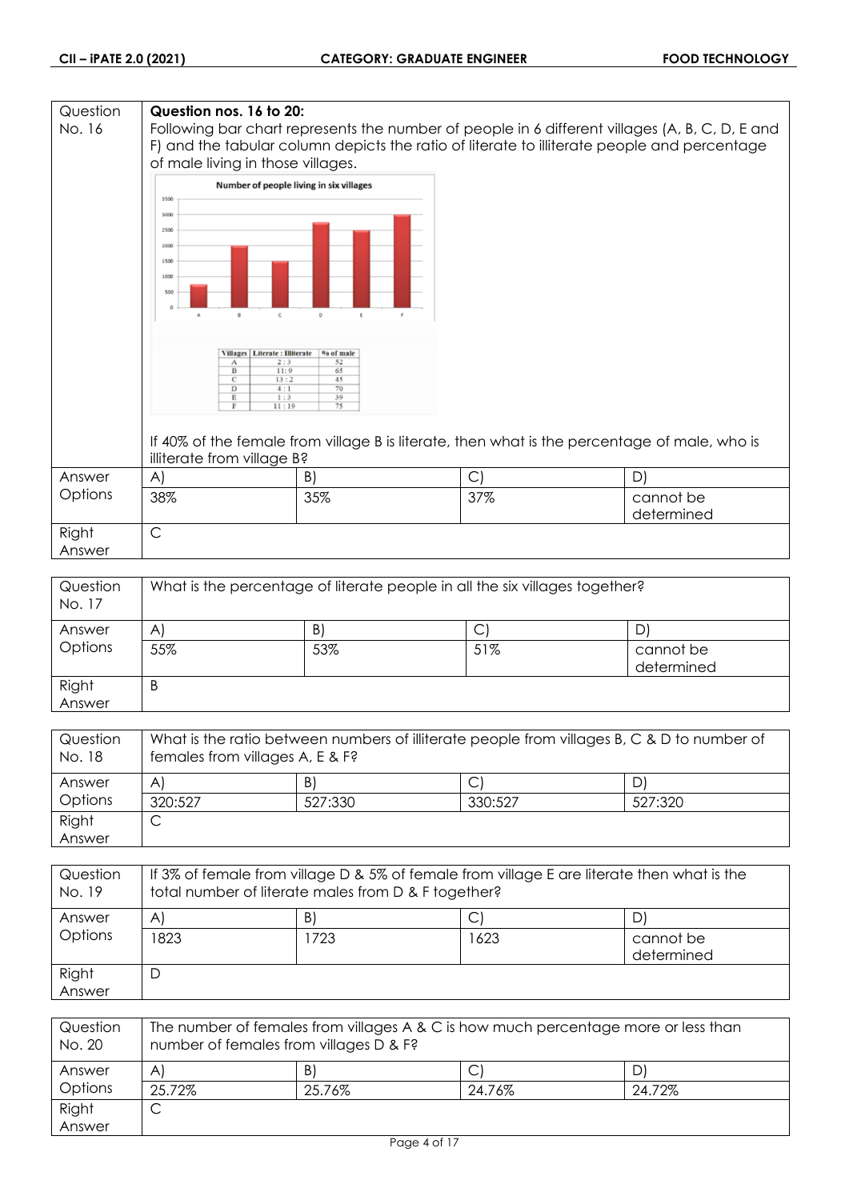| Question No. 16 | **Question nos. 16 to 20:** Following bar chart represents the number of people in 6 different villages (A, B, C, D, E and F) and the tabular column depicts the ratio of literate to illiterate people and percentage of male living in those villages. | | | |
|---|---|---|---|---|

**Number of people living in six villages**

| Villages | Literate : Illiterate | % of male |
|---|---|---|
| A | 2 : 3 | 52 |
| B | 11 : 9 | 65 |
| C | 13 : 2 | 45 |
| D | 4 : 1 | 70 |
| E | 1 : 3 | 39 |
| F | 11 : 19 | 75 |

If 40% of the female from village B is literate, then what is the percentage of male, who is illiterate from village B?

| Answer Options | A) | B) | C) | D) |
|---|---|---|---|---|
| | 38% | 35% | 37% | cannot be determined |
| Right Answer | C | | | |

| Question No. 17 | What is the percentage of literate people in all the six villages together? | | | |
|---|---|---|---|---|
| Answer Options | A) | B) | C) | D) |
| | 55% | 53% | 51% | cannot be determined |
| Right Answer | B | | | |

| Question No. 18 | What is the ratio between numbers of illiterate people from villages B, C & D to number of females from villages A, E & F? | | | |
|---|---|---|---|---|
| Answer Options | A) | B) | C) | D) |
| | 320:527 | 527:330 | 330:527 | 527:320 |
| Right Answer | C | | | |

| Question No. 19 | If 3% of female from village D & 5% of female from village E are literate then what is the total number of literate males from D & F together? | | | |
|---|---|---|---|---|
| Answer Options | A) | B) | C) | D) |
| | 1823 | 1723 | 1623 | cannot be determined |
| Right Answer | D | | | |

| Question No. 20 | The number of females from villages A & C is how much percentage more or less than number of females from villages D & F? | | | |
|---|---|---|---|---|
| Answer Options | A) | B) | C) | D) |
| | 25.72% | 25.76% | 24.76% | 24.72% |
| Right Answer | C | | | |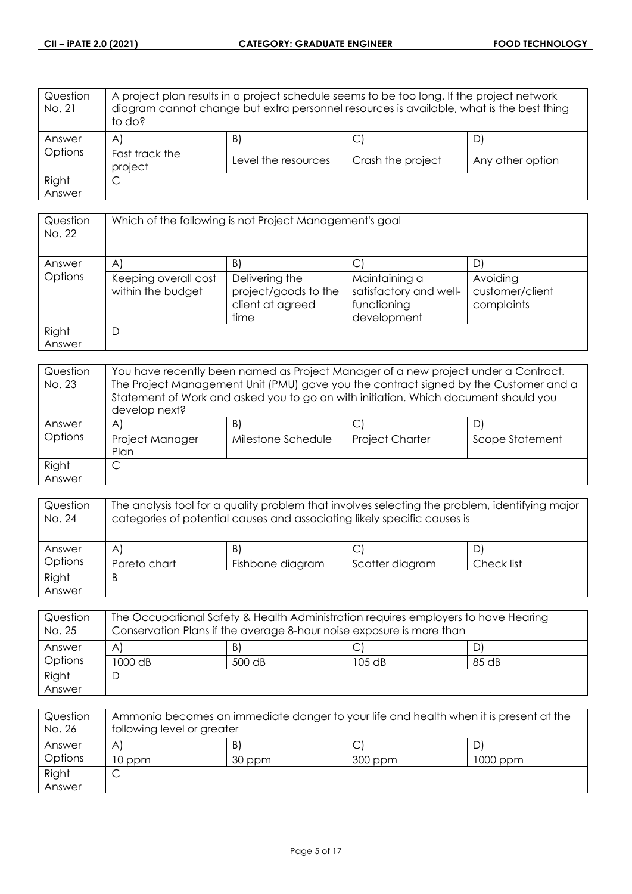| Question No. 21 | A project plan results in a project schedule seems to be too long. If the project network diagram cannot change but extra personnel resources is available, what is the best thing to do? | | | |
|---|---|---|---|---|
| Answer Options | A) | B) | C) | D) |
| | Fast track the project | Level the resources | Crash the project | Any other option |
| Right Answer | C | | | |

| Question No. 22 | Which of the following is not Project Management's goal | | | |
|---|---|---|---|---|
| Answer Options | A) | B) | C) | D) |
| | Keeping overall cost within the budget | Delivering the project/goods to the client at agreed time | Maintaining a satisfactory and well-functioning development | Avoiding customer/client complaints |
| Right Answer | D | | | |

| Question No. 23 | You have recently been named as Project Manager of a new project under a Contract. The Project Management Unit (PMU) gave you the contract signed by the Customer and a Statement of Work and asked you to go on with initiation. Which document should you develop next? | | | |
|---|---|---|---|---|
| Answer Options | A) | B) | C) | D) |
| | Project Manager Plan | Milestone Schedule | Project Charter | Scope Statement |
| Right Answer | C | | | |

| Question No. 24 | The analysis tool for a quality problem that involves selecting the problem, identifying major categories of potential causes and associating likely specific causes is | | | |
|---|---|---|---|---|
| Answer Options | A) | B) | C) | D) |
| | Pareto chart | Fishbone diagram | Scatter diagram | Check list |
| Right Answer | B | | | |

| Question No. 25 | The Occupational Safety & Health Administration requires employers to have Hearing Conservation Plans if the average 8-hour noise exposure is more than | | | |
|---|---|---|---|---|
| Answer Options | A) | B) | C) | D) |
| | 1000 dB | 500 dB | 105 dB | 85 dB |
| Right Answer | D | | | |

| Question No. 26 | Ammonia becomes an immediate danger to your life and health when it is present at the following level or greater | | | |
|---|---|---|---|---|
| Answer Options | A) | B) | C) | D) |
| | 10 ppm | 30 ppm | 300 ppm | 1000 ppm |
| Right Answer | C | | | |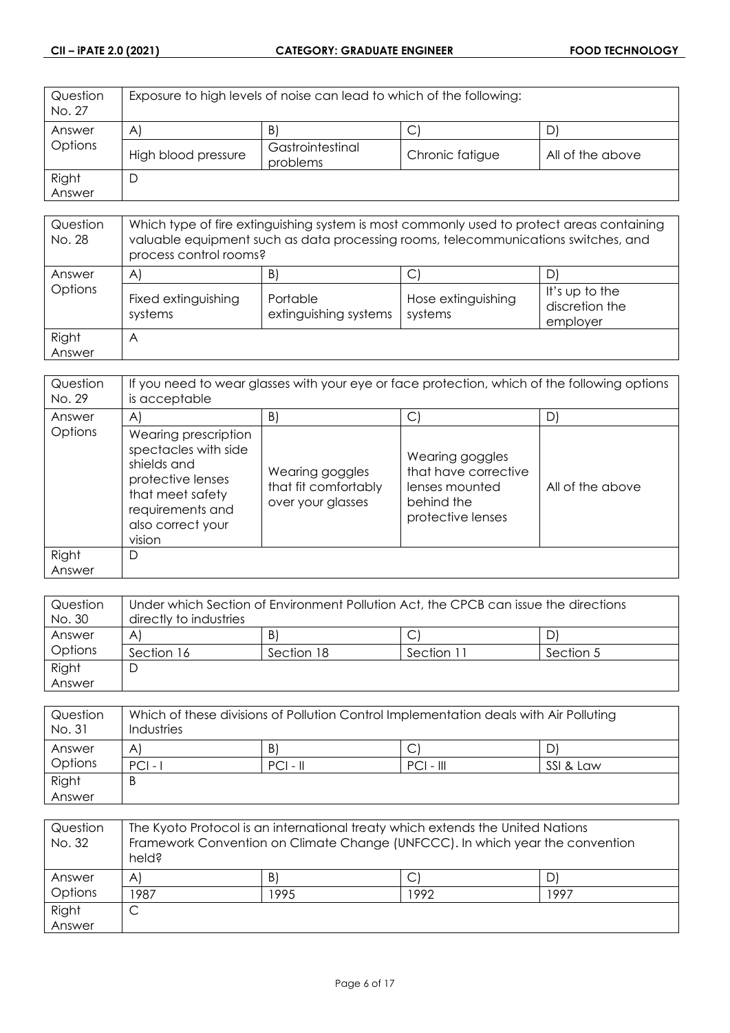| Question No. 27 | Exposure to high levels of noise can lead to which of the following: | | | |
|---|---|---|---|---|
| Answer Options | A) | B) | C) | D) |
| | High blood pressure | Gastrointestinal problems | Chronic fatigue | All of the above |
| Right Answer | D | | | |

| Question No. 28 | Which type of fire extinguishing system is most commonly used to protect areas containing valuable equipment such as data processing rooms, telecommunications switches, and process control rooms? | | | |
|---|---|---|---|---|
| Answer Options | A) | B) | C) | D) |
| | Fixed extinguishing systems | Portable extinguishing systems | Hose extinguishing systems | It's up to the discretion the employer |
| Right Answer | A | | | |

| Question No. 29 | If you need to wear glasses with your eye or face protection, which of the following options is acceptable | | | |
|---|---|---|---|---|
| Answer Options | A) | B) | C) | D) |
| | Wearing prescription spectacles with side shields and protective lenses that meet safety requirements and also correct your vision | Wearing goggles that fit comfortably over your glasses | Wearing goggles that have corrective lenses mounted behind the protective lenses | All of the above |
| Right Answer | D | | | |

| Question No. 30 | Under which Section of Environment Pollution Act, the CPCB can issue the directions directly to industries | | | |
|---|---|---|---|---|
| Answer Options | A) | B) | C) | D) |
| | Section 16 | Section 18 | Section 11 | Section 5 |
| Right Answer | D | | | |

| Question No. 31 | Which of these divisions of Pollution Control Implementation deals with Air Polluting Industries | | | |
|---|---|---|---|---|
| Answer Options | A) | B) | C) | D) |
| | PCI - I | PCI - II | PCI - III | SSI & Law |
| Right Answer | B | | | |

| Question No. 32 | The Kyoto Protocol is an international treaty which extends the United Nations Framework Convention on Climate Change (UNFCCC). In which year the convention held? | | | |
|---|---|---|---|---|
| Answer Options | A) | B) | C) | D) |
| | 1987 | 1995 | 1992 | 1997 |
| Right Answer | C | | | |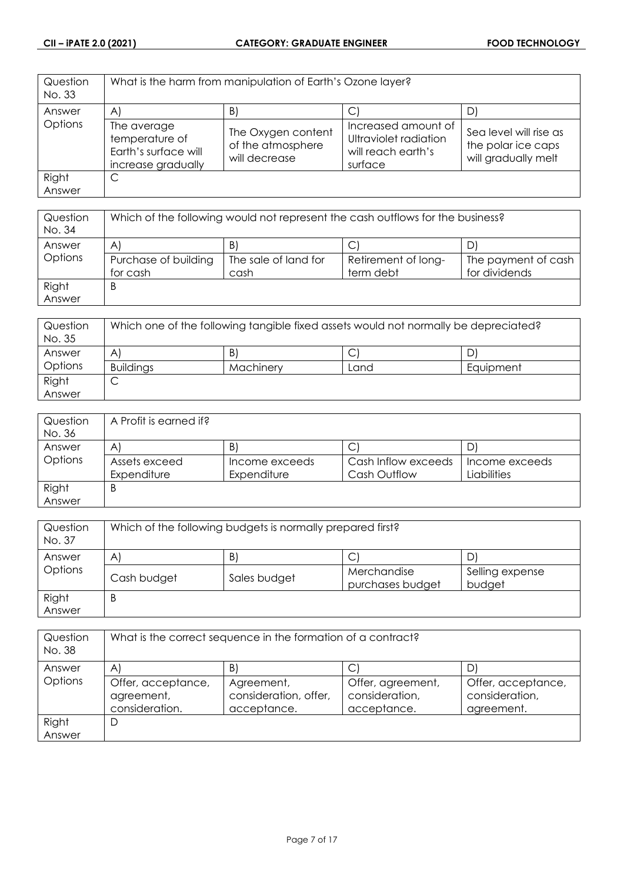| Question No. 33 | What is the harm from manipulation of Earth's Ozone layer? | | | |
|---|---|---|---|---|
| Answer Options | A) | B) | C) | D) |
| | The average temperature of Earth's surface will increase gradually | The Oxygen content of the atmosphere will decrease | Increased amount of Ultraviolet radiation will reach earth's surface | Sea level will rise as the polar ice caps will gradually melt |
| Right Answer | C | | | |

| Question No. 34 | Which of the following would not represent the cash outflows for the business? | | | |
|---|---|---|---|---|
| Answer Options | A) | B) | C) | D) |
| | Purchase of building for cash | The sale of land for cash | Retirement of long-term debt | The payment of cash for dividends |
| Right Answer | B | | | |

| Question No. 35 | Which one of the following tangible fixed assets would not normally be depreciated? | | | |
|---|---|---|---|---|
| Answer Options | A) | B) | C) | D) |
| | Buildings | Machinery | Land | Equipment |
| Right Answer | C | | | |

| Question No. 36 | A Profit is earned if? | | | |
|---|---|---|---|---|
| Answer Options | A) | B) | C) | D) |
| | Assets exceed Expenditure | Income exceeds Expenditure | Cash Inflow exceeds Cash Outflow | Income exceeds Liabilities |
| Right Answer | B | | | |

| Question No. 37 | Which of the following budgets is normally prepared first? | | | |
|---|---|---|---|---|
| Answer Options | A) | B) | C) | D) |
| | Cash budget | Sales budget | Merchandise purchases budget | Selling expense budget |
| Right Answer | B | | | |

| Question No. 38 | What is the correct sequence in the formation of a contract? | | | |
|---|---|---|---|---|
| Answer Options | A) | B) | C) | D) |
| | Offer, acceptance, agreement, consideration. | Agreement, consideration, offer, acceptance. | Offer, agreement, consideration, acceptance. | Offer, acceptance, consideration, agreement. |
| Right Answer | D | | | |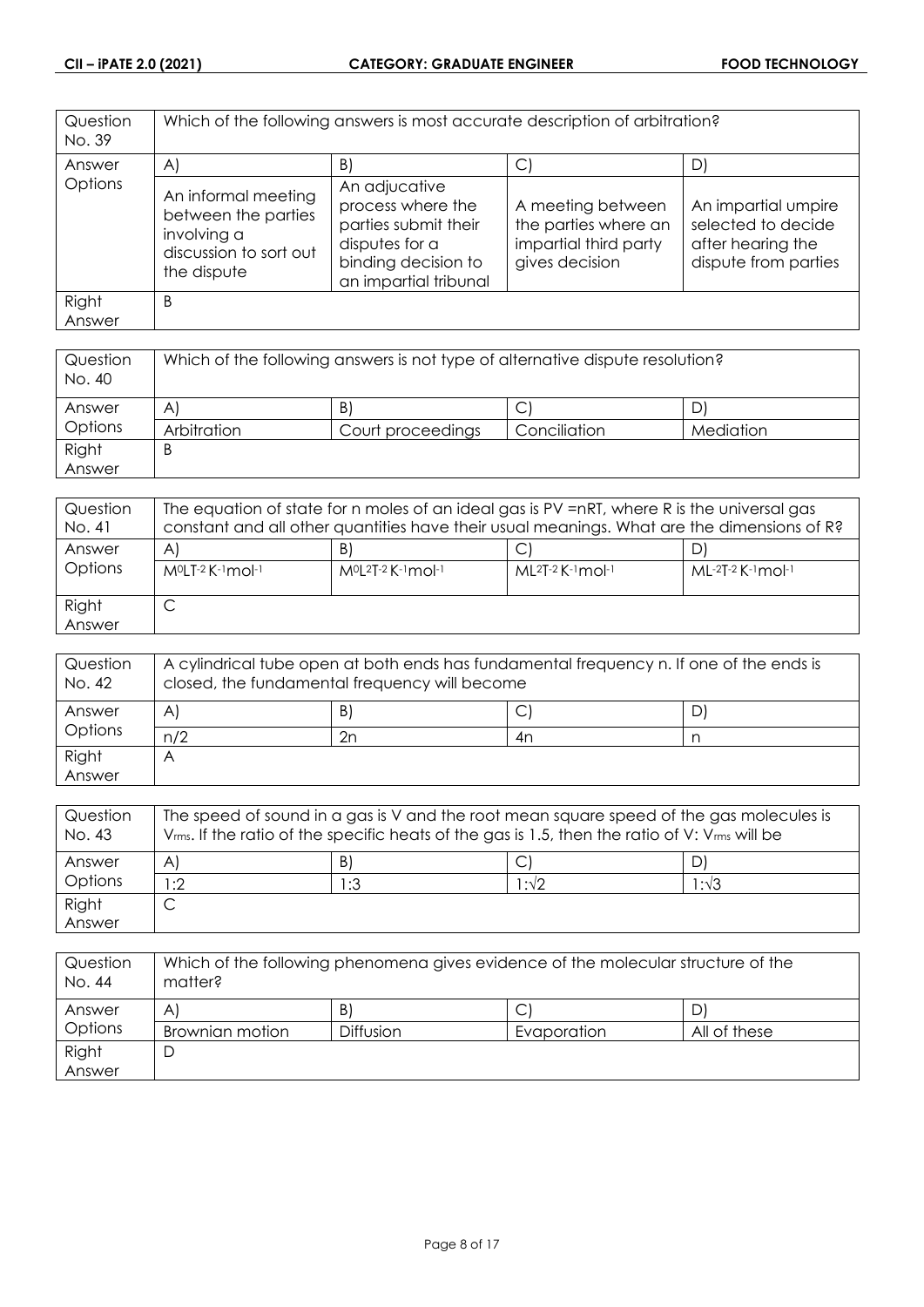| Question No. 39 | Which of the following answers is most accurate description of arbitration? | | | |
|---|---|---|---|---|
| Answer Options | A) | B) | C) | D) |
| | An informal meeting between the parties involving a discussion to sort out the dispute | An adjucative process where the parties submit their disputes for a binding decision to an impartial tribunal | A meeting between the parties where an impartial third party gives decision | An impartial umpire selected to decide after hearing the dispute from parties |
| Right Answer | B | | | |

| Question No. 40 | Which of the following answers is not type of alternative dispute resolution? | | | |
|---|---|---|---|---|
| Answer Options | A) | B) | C) | D) |
| | Arbitration | Court proceedings | Conciliation | Mediation |
| Right Answer | B | | | |

| Question No. 41 | The equation of state for n moles of an ideal gas is PV =nRT, where R is the universal gas constant and all other quantities have their usual meanings. What are the dimensions of R? | | | |
|---|---|---|---|---|
| Answer Options | A) | B) | C) | D) |
| | $M^0LT^{-2}K^{-1}mol^{-1}$ | $M^0L^2T^{-2}K^{-1}mol^{-1}$ | $ML^2T^{-2}K^{-1}mol^{-1}$ | $ML^{-2}T^{-2}K^{-1}mol^{-1}$ |
| Right Answer | C | | | |

| Question No. 42 | A cylindrical tube open at both ends has fundamental frequency n. If one of the ends is closed, the fundamental frequency will become | | | |
|---|---|---|---|---|
| Answer Options | A) | B) | C) | D) |
| | n/2 | 2n | 4n | n |
| Right Answer | A | | | |

| Question No. 43 | The speed of sound in a gas is V and the root mean square speed of the gas molecules is $V_{rms}$. If the ratio of the specific heats of the gas is 1.5, then the ratio of V: $V_{rms}$ will be | | | |
|---|---|---|---|---|
| Answer Options | A) | B) | C) | D) |
| | 1:2 | 1:3 | $1:\sqrt{2}$ | $1:\sqrt{3}$ |
| Right Answer | C | | | |

| Question No. 44 | Which of the following phenomena gives evidence of the molecular structure of the matter? | | | |
|---|---|---|---|---|
| Answer Options | A) | B) | C) | D) |
| | Brownian motion | Diffusion | Evaporation | All of these |
| Right Answer | D | | | |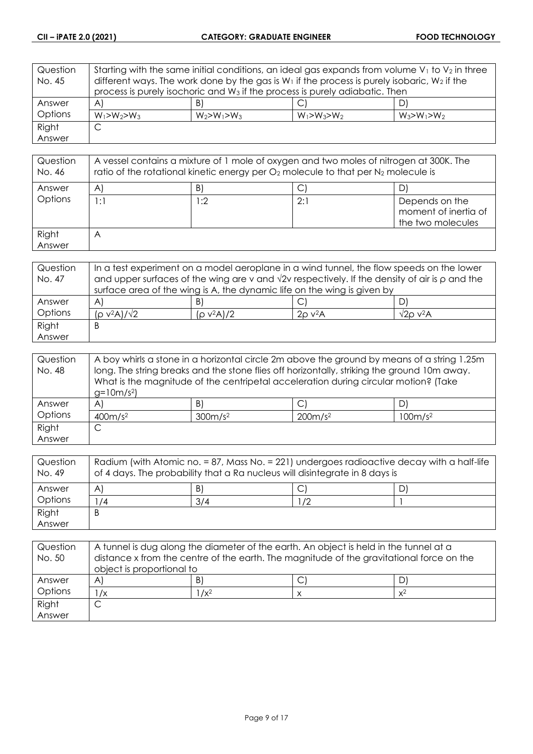| Question No. 45 | Starting with the same initial conditions, an ideal gas expands from volume $V_1$ to $V_2$ in three different ways. The work done by the gas is $W_1$ if the process is purely isobaric, $W_2$ if the process is purely isochoric and $W_3$ if the process is purely adiabatic. Then | | |
|---|---|---|---|
| Answer Options | A) $W_1>W_2>W_3$ | B) $W_2>W_1>W_3$ | C) $W_1>W_3>W_2$ | D) $W_3>W_1>W_2$ |
| Right Answer | C | | | |

| Question No. 46 | A vessel contains a mixture of 1 mole of oxygen and two moles of nitrogen at 300K. The ratio of the rotational kinetic energy per $O_2$ molecule to that per $N_2$ molecule is | | | |
|---|---|---|---|---|
| Answer Options | A) 1:1 | B) 1:2 | C) 2:1 | D) Depends on the moment of inertia of the two molecules |
| Right Answer | A | | | |

| Question No. 47 | In a test experiment on a model aeroplane in a wind tunnel, the flow speeds on the lower and upper surfaces of the wing are v and $\sqrt{2}$v respectively. If the density of air is ρ and the surface area of the wing is A, the dynamic life on the wing is given by | | | |
|---|---|---|---|---|
| Answer Options | A) $(\rho v^2 A)/\sqrt{2}$ | B) $(\rho v^2 A)/2$ | C) $2\rho v^2 A$ | D) $\sqrt{2}\rho v^2 A$ |
| Right Answer | B | | | |

| Question No. 48 | A boy whirls a stone in a horizontal circle 2m above the ground by means of a string 1.25m long. The string breaks and the stone flies off horizontally, striking the ground 10m away. What is the magnitude of the centripetal acceleration during circular motion? (Take $g=10m/s^2$) | | | |
|---|---|---|---|---|
| Answer Options | A) $400m/s^2$ | B) $300m/s^2$ | C) $200m/s^2$ | D) $100m/s^2$ |
| Right Answer | C | | | |

| Question No. 49 | Radium (with Atomic no. = 87, Mass No. = 221) undergoes radioactive decay with a half-life of 4 days. The probability that a Ra nucleus will disintegrate in 8 days is | | | |
|---|---|---|---|---|
| Answer Options | A) 1/4 | B) 3/4 | C) 1/2 | D) 1 |
| Right Answer | B | | | |

| Question No. 50 | A tunnel is dug along the diameter of the earth. An object is held in the tunnel at a distance x from the centre of the earth. The magnitude of the gravitational force on the object is proportional to | | | |
|---|---|---|---|---|
| Answer Options | A) $1/x$ | B) $1/x^2$ | C) $x$ | D) $x^2$ |
| Right Answer | C | | | |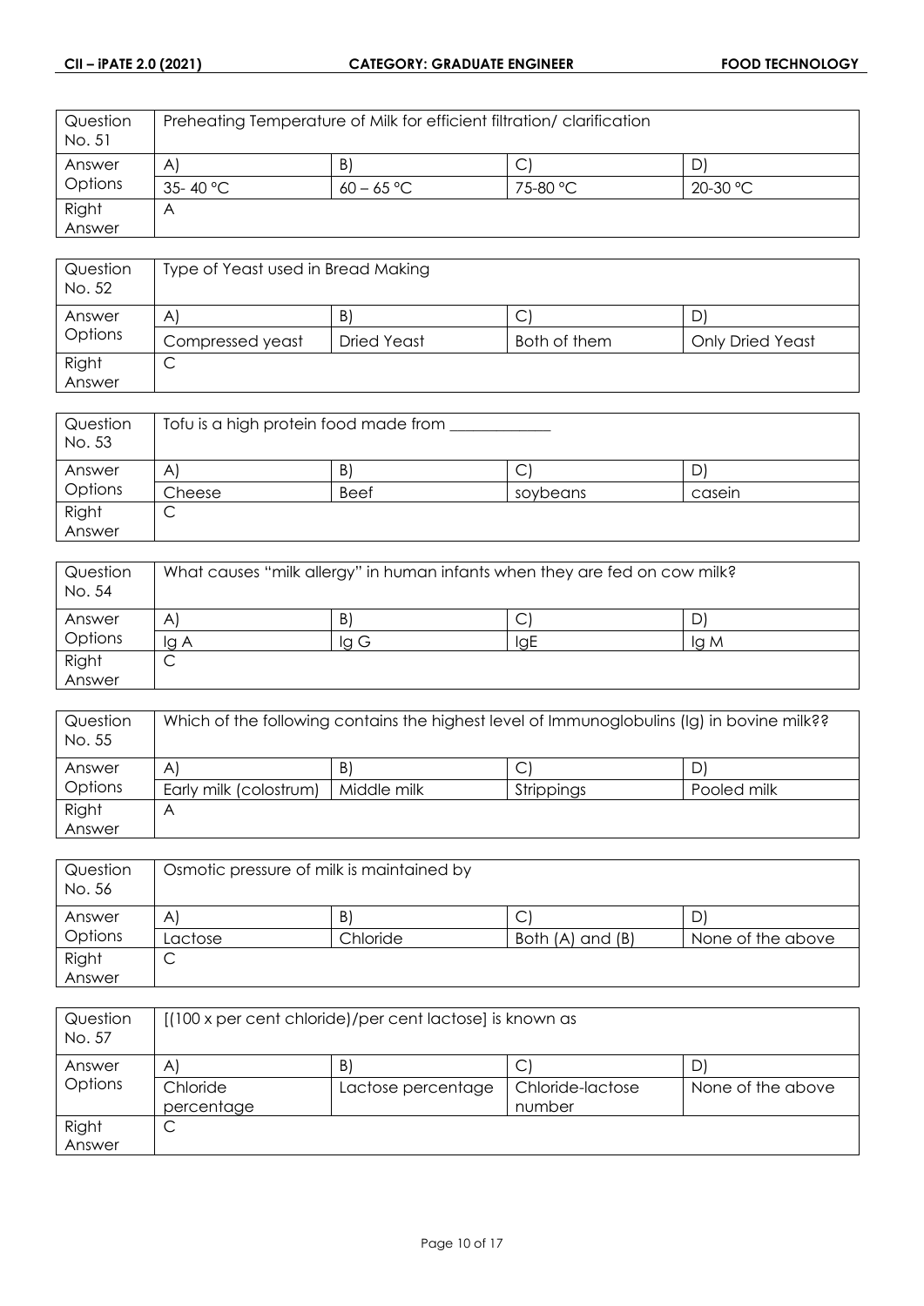| Question No. 51 | Preheating Temperature of Milk for efficient filtration/ clarification | | | |
|---|---|---|---|---|
| Answer Options | A) | B) | C) | D) |
| | 35- 40 °C | 60 – 65 °C | 75-80 °C | 20-30 °C |
| Right Answer | A | | | |

| Question No. 52 | Type of Yeast used in Bread Making | | | |
|---|---|---|---|---|
| Answer Options | A) | B) | C) | D) |
| | Compressed yeast | Dried Yeast | Both of them | Only Dried Yeast |
| Right Answer | C | | | |

| Question No. 53 | Tofu is a high protein food made from ____________ | | | |
|---|---|---|---|---|
| Answer Options | A) | B) | C) | D) |
| | Cheese | Beef | soybeans | casein |
| Right Answer | C | | | |

| Question No. 54 | What causes "milk allergy" in human infants when they are fed on cow milk? | | | |
|---|---|---|---|---|
| Answer Options | A) | B) | C) | D) |
| | Ig A | Ig G | IgE | Ig M |
| Right Answer | C | | | |

| Question No. 55 | Which of the following contains the highest level of Immunoglobulins (Ig) in bovine milk?? | | | |
|---|---|---|---|---|
| Answer Options | A) | B) | C) | D) |
| | Early milk (colostrum) | Middle milk | Strippings | Pooled milk |
| Right Answer | A | | | |

| Question No. 56 | Osmotic pressure of milk is maintained by | | | |
|---|---|---|---|---|
| Answer Options | A) | B) | C) | D) |
| | Lactose | Chloride | Both (A) and (B) | None of the above |
| Right Answer | C | | | |

| Question No. 57 | [(100 x per cent chloride)/per cent lactose] is known as | | | |
|---|---|---|---|---|
| Answer Options | A) | B) | C) | D) |
| | Chloride percentage | Lactose percentage | Chloride-lactose number | None of the above |
| Right Answer | C | | | |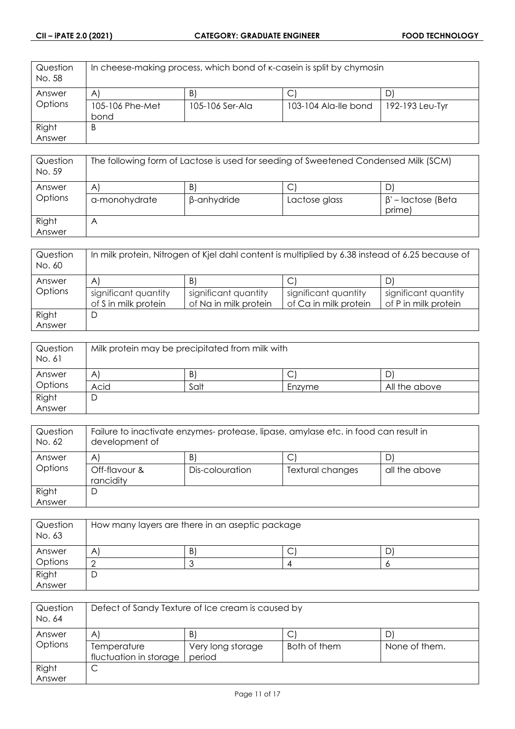| Question No. 58 | In cheese-making process, which bond of κ-casein is split by chymosin | | | |
|---|---|---|---|---|
| Answer Options | A) | B) | C) | D) |
| | 105-106 Phe-Met bond | 105-106 Ser-Ala | 103-104 Ala-Ile bond | 192-193 Leu-Tyr |
| Right Answer | B | | | |

| Question No. 59 | The following form of Lactose is used for seeding of Sweetened Condensed Milk (SCM) | | | |
|---|---|---|---|---|
| Answer Options | A) | B) | C) | D) |
| | α-monohydrate | β-anhydride | Lactose glass | β' – lactose (Beta prime) |
| Right Answer | A | | | |

| Question No. 60 | In milk protein, Nitrogen of Kjel dahl content is multiplied by 6.38 instead of 6.25 because of | | | |
|---|---|---|---|---|
| Answer Options | A) | B) | C) | D) |
| | significant quantity of S in milk protein | significant quantity of Na in milk protein | significant quantity of Ca in milk protein | significant quantity of P in milk protein |
| Right Answer | D | | | |

| Question No. 61 | Milk protein may be precipitated from milk with | | | |
|---|---|---|---|---|
| Answer Options | A) | B) | C) | D) |
| | Acid | Salt | Enzyme | All the above |
| Right Answer | D | | | |

| Question No. 62 | Failure to inactivate enzymes- protease, lipase, amylase etc. in food can result in development of | | | |
|---|---|---|---|---|
| Answer Options | A) | B) | C) | D) |
| | Off-flavour & rancidity | Dis-colouration | Textural changes | all the above |
| Right Answer | D | | | |

| Question No. 63 | How many layers are there in an aseptic package | | | |
|---|---|---|---|---|
| Answer Options | A) | B) | C) | D) |
| | 2 | 3 | 4 | 6 |
| Right Answer | D | | | |

| Question No. 64 | Defect of Sandy Texture of Ice cream is caused by | | | |
|---|---|---|---|---|
| Answer Options | A) | B) | C) | D) |
| | Temperature fluctuation in storage | Very long storage period | Both of them | None of them. |
| Right Answer | C | | | |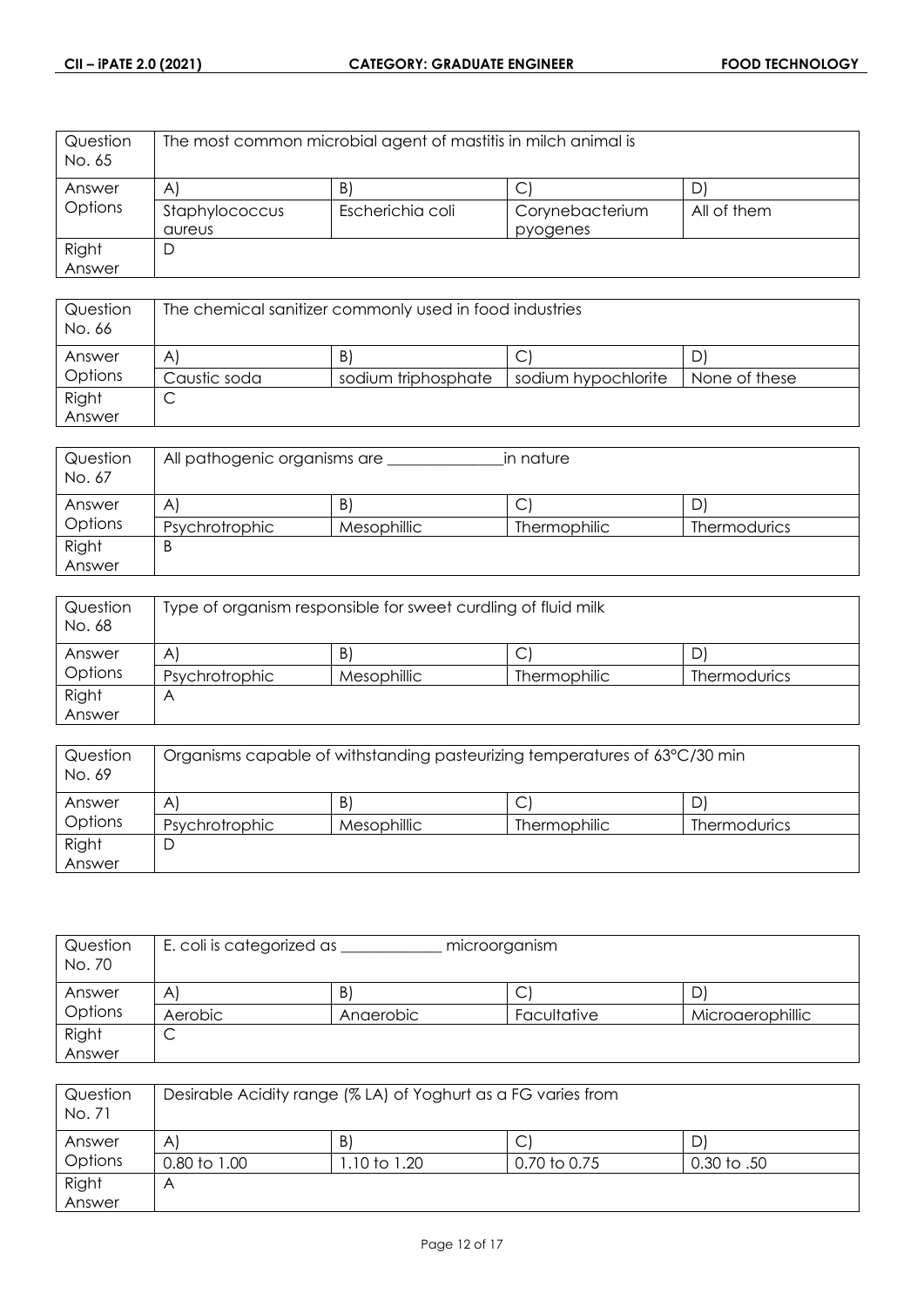| Question No. 65 | The most common microbial agent of mastitis in milch animal is | | | |
|---|---|---|---|---|
| Answer Options | A) | B) | C) | D) |
| | Staphylococcus aureus | Escherichia coli | Corynebacterium pyogenes | All of them |
| Right Answer | D | | | |

| Question No. 66 | The chemical sanitizer commonly used in food industries | | | |
|---|---|---|---|---|
| Answer Options | A) | B) | C) | D) |
| | Caustic soda | sodium triphosphate | sodium hypochlorite | None of these |
| Right Answer | C | | | |

| Question No. 67 | All pathogenic organisms are ______________in nature | | | |
|---|---|---|---|---|
| Answer Options | A) | B) | C) | D) |
| | Psychrotrophic | Mesophillic | Thermophilic | Thermodurics |
| Right Answer | B | | | |

| Question No. 68 | Type of organism responsible for sweet curdling of fluid milk | | | |
|---|---|---|---|---|
| Answer Options | A) | B) | C) | D) |
| | Psychrotrophic | Mesophillic | Thermophilic | Thermodurics |
| Right Answer | A | | | |

| Question No. 69 | Organisms capable of withstanding pasteurizing temperatures of 63°C/30 min | | | |
|---|---|---|---|---|
| Answer Options | A) | B) | C) | D) |
| | Psychrotrophic | Mesophillic | Thermophilic | Thermodurics |
| Right Answer | D | | | |

| Question No. 70 | E. coli is categorized as ____________ microorganism | | | |
|---|---|---|---|---|
| Answer Options | A) | B) | C) | D) |
| | Aerobic | Anaerobic | Facultative | Microaerophillic |
| Right Answer | C | | | |

| Question No. 71 | Desirable Acidity range (% LA) of Yoghurt as a FG varies from | | | |
|---|---|---|---|---|
| Answer Options | A) | B) | C) | D) |
| | 0.80 to 1.00 | 1.10 to 1.20 | 0.70 to 0.75 | 0.30 to .50 |
| Right Answer | A | | | |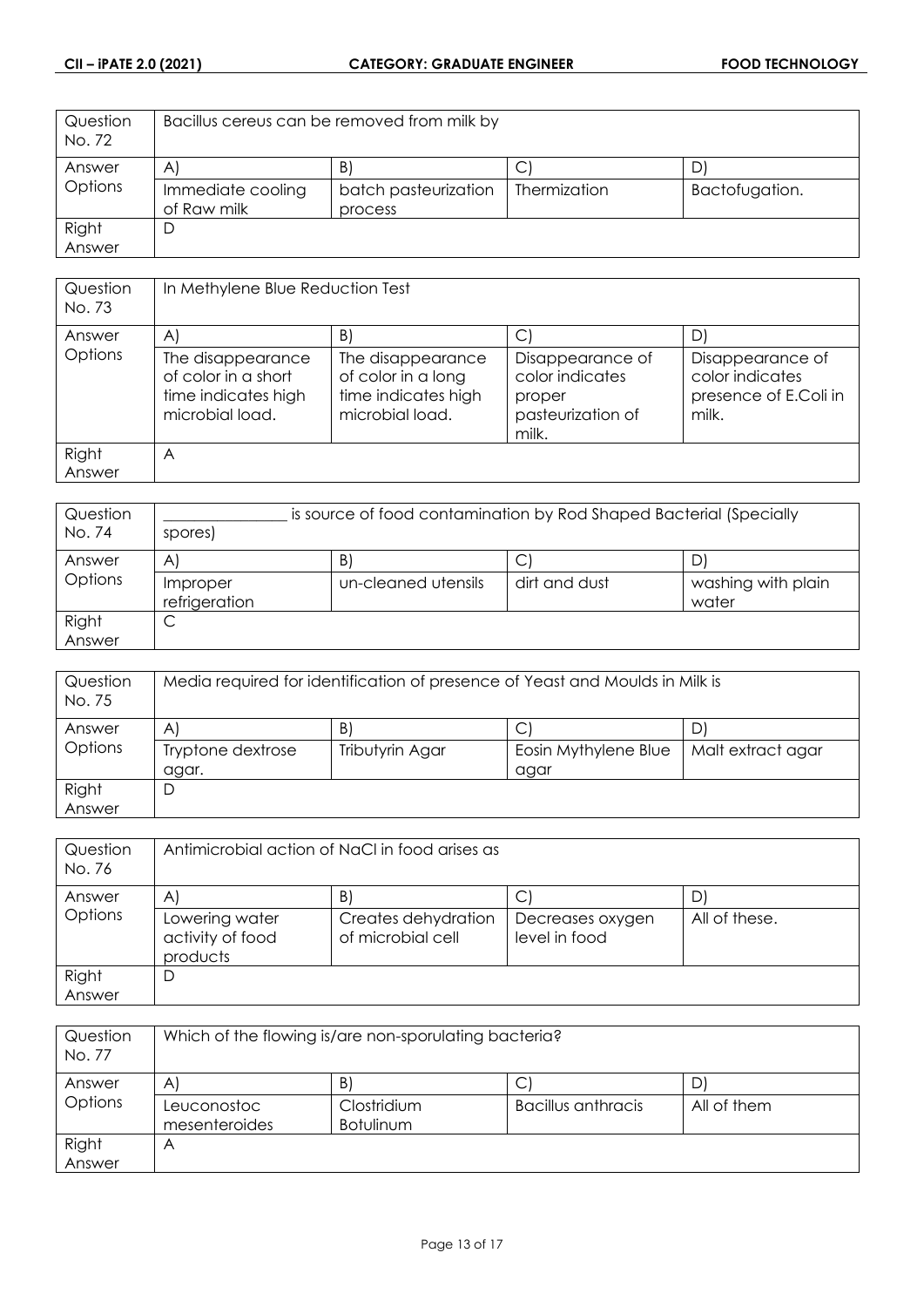| Question No. 72 | Bacillus cereus can be removed from milk by | | | |
|---|---|---|---|---|
| Answer Options | A) | B) | C) | D) |
| | Immediate cooling of Raw milk | batch pasteurization process | Thermization | Bactofugation. |
| Right Answer | D | | | |

| Question No. 73 | In Methylene Blue Reduction Test | | | |
|---|---|---|---|---|
| Answer Options | A) | B) | C) | D) |
| | The disappearance of color in a short time indicates high microbial load. | The disappearance of color in a long time indicates high microbial load. | Disappearance of color indicates proper pasteurization of milk. | Disappearance of color indicates presence of E.Coli in milk. |
| Right Answer | A | | | |

| Question No. 74 | _______________ is source of food contamination by Rod Shaped Bacterial (Specially spores) | | | |
|---|---|---|---|---|
| Answer Options | A) | B) | C) | D) |
| | Improper refrigeration | un-cleaned utensils | dirt and dust | washing with plain water |
| Right Answer | C | | | |

| Question No. 75 | Media required for identification of presence of Yeast and Moulds in Milk is | | | |
|---|---|---|---|---|
| Answer Options | A) | B) | C) | D) |
| | Tryptone dextrose agar. | Tributyrin Agar | Eosin Mythylene Blue agar | Malt extract agar |
| Right Answer | D | | | |

| Question No. 76 | Antimicrobial action of NaCl in food arises as | | | |
|---|---|---|---|---|
| Answer Options | A) | B) | C) | D) |
| | Lowering water activity of food products | Creates dehydration of microbial cell | Decreases oxygen level in food | All of these. |
| Right Answer | D | | | |

| Question No. 77 | Which of the flowing is/are non-sporulating bacteria? | | | |
|---|---|---|---|---|
| Answer Options | A) | B) | C) | D) |
| | Leuconostoc mesenteroides | Clostridium Botulinum | Bacillus anthracis | All of them |
| Right Answer | A | | | |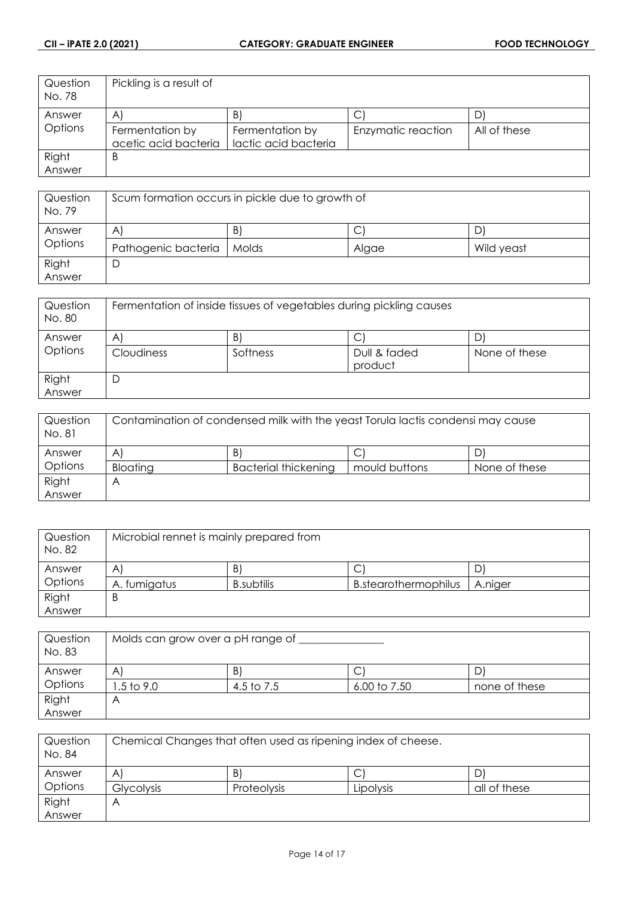| Question No. 78 | Pickling is a result of | | | |
|---|---|---|---|---|
| Answer Options | A) | B) | C) | D) |
| | Fermentation by acetic acid bacteria | Fermentation by lactic acid bacteria | Enzymatic reaction | All of these |
| Right Answer | B | | | |

| Question No. 79 | Scum formation occurs in pickle due to growth of | | | |
|---|---|---|---|---|
| Answer Options | A) | B) | C) | D) |
| | Pathogenic bacteria | Molds | Algae | Wild yeast |
| Right Answer | D | | | |

| Question No. 80 | Fermentation of inside tissues of vegetables during pickling causes | | | |
|---|---|---|---|---|
| Answer Options | A) | B) | C) | D) |
| | Cloudiness | Softness | Dull & faded product | None of these |
| Right Answer | D | | | |

| Question No. 81 | Contamination of condensed milk with the yeast Torula lactis condensi may cause | | | |
|---|---|---|---|---|
| Answer Options | A) | B) | C) | D) |
| | Bloating | Bacterial thickening | mould buttons | None of these |
| Right Answer | A | | | |

| Question No. 82 | Microbial rennet is mainly prepared from | | | |
|---|---|---|---|---|
| Answer Options | A) | B) | C) | D) |
| | A. fumigatus | B.subtilis | B.stearothermophilus | A.niger |
| Right Answer | B | | | |

| Question No. 83 | Molds can grow over a pH range of _______________ | | | |
|---|---|---|---|---|
| Answer Options | A) | B) | C) | D) |
| | 1.5 to 9.0 | 4.5 to 7.5 | 6.00 to 7.50 | none of these |
| Right Answer | A | | | |

| Question No. 84 | Chemical Changes that often used as ripening index of cheese. | | | |
|---|---|---|---|---|
| Answer Options | A) | B) | C) | D) |
| | Glycolysis | Proteolysis | Lipolysis | all of these |
| Right Answer | A | | | |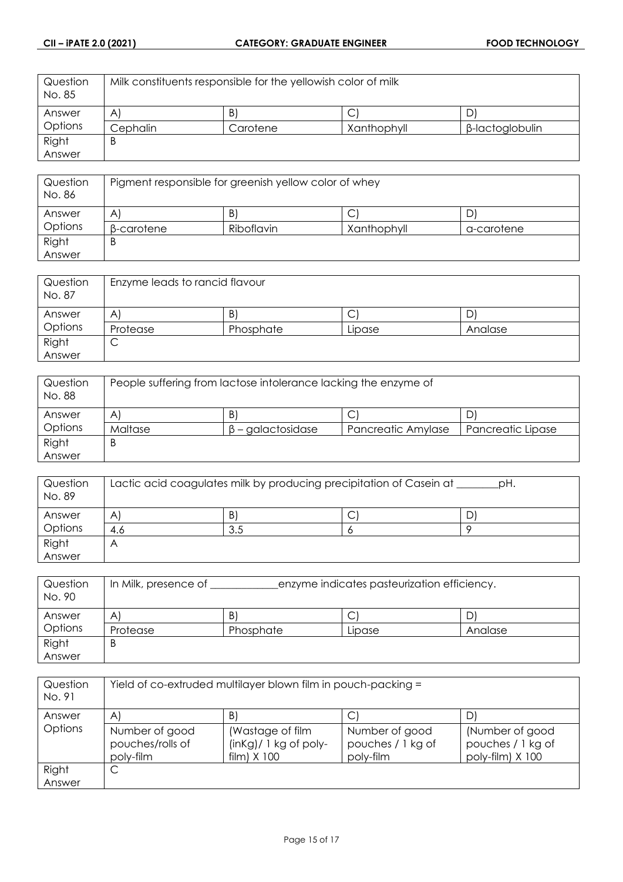| Question No. 85 | Milk constituents responsible for the yellowish color of milk | | | |
|---|---|---|---|---|
| Answer Options | A) | B) | C) | D) |
| | Cephalin | Carotene | Xanthophyll | β-lactoglobulin |
| Right Answer | B | | | |

| Question No. 86 | Pigment responsible for greenish yellow color of whey | | | |
|---|---|---|---|---|
| Answer Options | A) | B) | C) | D) |
| | β-carotene | Riboflavin | Xanthophyll | α-carotene |
| Right Answer | B | | | |

| Question No. 87 | Enzyme leads to rancid flavour | | | |
|---|---|---|---|---|
| Answer Options | A) | B) | C) | D) |
| | Protease | Phosphate | Lipase | Analase |
| Right Answer | C | | | |

| Question No. 88 | People suffering from lactose intolerance lacking the enzyme of | | | |
|---|---|---|---|---|
| Answer Options | A) | B) | C) | D) |
| | Maltase | β – galactosidase | Pancreatic Amylase | Pancreatic Lipase |
| Right Answer | B | | | |

| Question No. 89 | Lactic acid coagulates milk by producing precipitation of Casein at ________pH. | | | |
|---|---|---|---|---|
| Answer Options | A) | B) | C) | D) |
| | 4.6 | 3.5 | 6 | 9 |
| Right Answer | A | | | |

| Question No. 90 | In Milk, presence of ____________enzyme indicates pasteurization efficiency. | | | |
|---|---|---|---|---|
| Answer Options | A) | B) | C) | D) |
| | Protease | Phosphate | Lipase | Analase |
| Right Answer | B | | | |

| Question No. 91 | Yield of co-extruded multilayer blown film in pouch-packing = | | | |
|---|---|---|---|---|
| Answer Options | A) | B) | C) | D) |
| | Number of good pouches/rolls of poly-film | (Wastage of film (inKg)/ 1 kg of poly-film) X 100 | Number of good pouches / 1 kg of poly-film | (Number of good pouches / 1 kg of poly-film) X 100 |
| Right Answer | C | | | |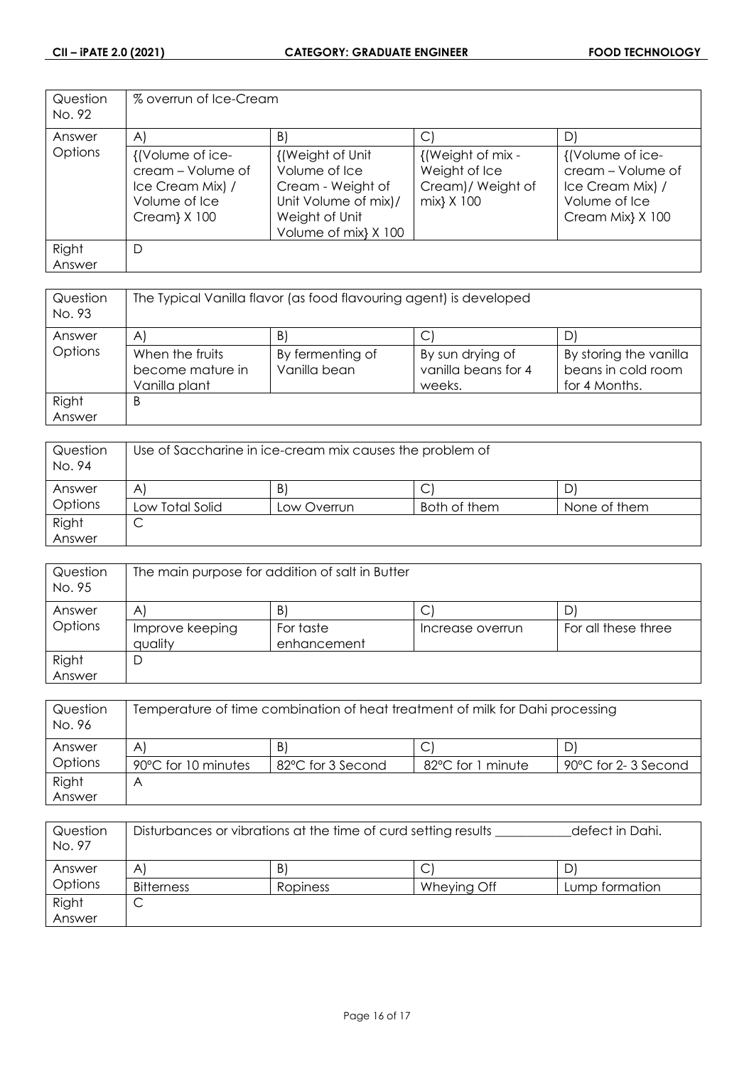| Question No. 92 | % overrun of Ice-Cream | | | |
|---|---|---|---|---|
| Answer Options | A) | B) | C) | D) |
| | {(Volume of ice-cream – Volume of Ice Cream Mix) / Volume of Ice Cream} X 100 | {(Weight of Unit Volume of Ice Cream - Weight of Unit Volume of mix)/ Weight of Unit Volume of mix} X 100 | {(Weight of mix - Weight of Ice Cream)/ Weight of mix} X 100 | {(Volume of ice-cream – Volume of Ice Cream Mix) / Volume of Ice Cream Mix} X 100 |
| Right Answer | D | | | |

| Question No. 93 | The Typical Vanilla flavor (as food flavouring agent) is developed | | | |
|---|---|---|---|---|
| Answer Options | A) | B) | C) | D) |
| | When the fruits become mature in Vanilla plant | By fermenting of Vanilla bean | By sun drying of vanilla beans for 4 weeks. | By storing the vanilla beans in cold room for 4 Months. |
| Right Answer | B | | | |

| Question No. 94 | Use of Saccharine in ice-cream mix causes the problem of | | | |
|---|---|---|---|---|
| Answer Options | A) | B) | C) | D) |
| | Low Total Solid | Low Overrun | Both of them | None of them |
| Right Answer | C | | | |

| Question No. 95 | The main purpose for addition of salt in Butter | | | |
|---|---|---|---|---|
| Answer Options | A) | B) | C) | D) |
| | Improve keeping quality | For taste enhancement | Increase overrun | For all these three |
| Right Answer | D | | | |

| Question No. 96 | Temperature of time combination of heat treatment of milk for Dahi processing | | | |
|---|---|---|---|---|
| Answer Options | A) | B) | C) | D) |
| | 90°C for 10 minutes | 82°C for 3 Second | 82°C for 1 minute | 90°C for 2- 3 Second |
| Right Answer | A | | | |

| Question No. 97 | Disturbances or vibrations at the time of curd setting results ___________defect in Dahi. | | | |
|---|---|---|---|---|
| Answer Options | A) | B) | C) | D) |
| | Bitterness | Ropiness | Wheying Off | Lump formation |
| Right Answer | C | | | |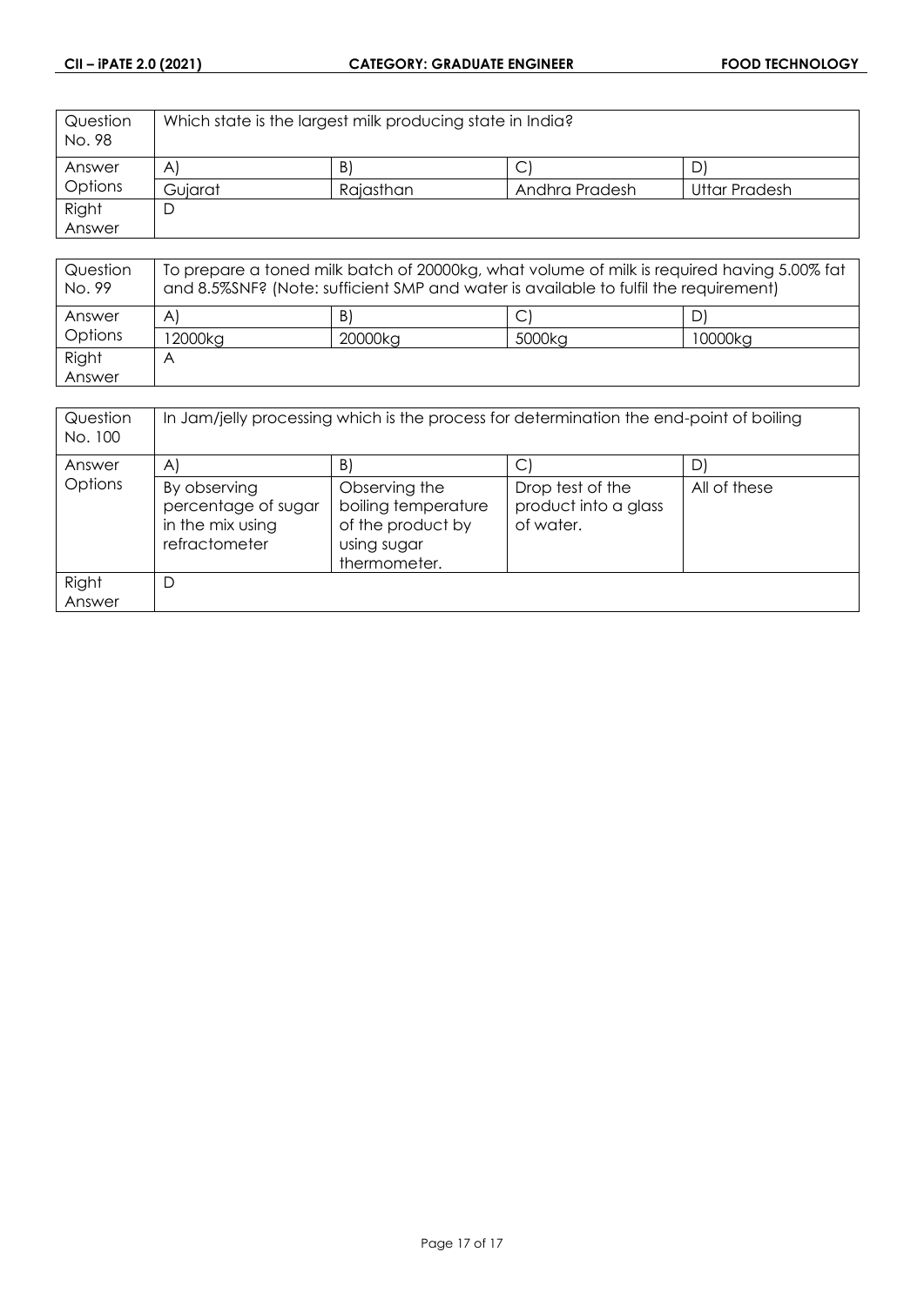| Question No. 98 | Which state is the largest milk producing state in India? | | | |
|---|---|---|---|---|
| Answer Options | A) | B) | C) | D) |
| | Gujarat | Rajasthan | Andhra Pradesh | Uttar Pradesh |
| Right Answer | D | | | |

| Question No. 99 | To prepare a toned milk batch of 20000kg, what volume of milk is required having 5.00% fat and 8.5%SNF? (Note: sufficient SMP and water is available to fulfil the requirement) | | | |
|---|---|---|---|---|
| Answer Options | A) | B) | C) | D) |
| | 12000kg | 20000kg | 5000kg | 10000kg |
| Right Answer | A | | | |

| Question No. 100 | In Jam/jelly processing which is the process for determination the end-point of boiling | | | |
|---|---|---|---|---|
| Answer Options | A) | B) | C) | D) |
| | By observing percentage of sugar in the mix using refractometer | Observing the boiling temperature of the product by using sugar thermometer. | Drop test of the product into a glass of water. | All of these |
| Right Answer | D | | | |